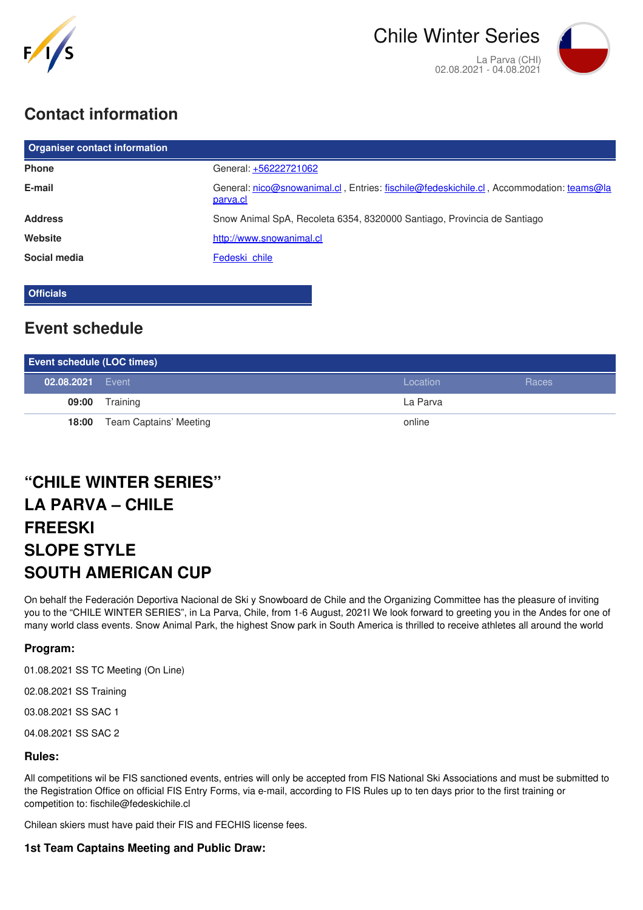Chile Winter Series

La Parva (CHI)
02.08.2021 - 04.08.2021

## Contact information

| Organiser contact information | |
|---|---|
| **Phone** | General: +56222721062 |
| **E-mail** | General: nico@snowanimal.cl , Entries: fischile@fedeskichile.cl , Accommodation: teams@laparva.cl |
| **Address** | Snow Animal SpA, Recoleta 6354, 8320000 Santiago, Provincia de Santiago |
| **Website** | http://www.snowanimal.cl |
| **Social media** | Fedeski_chile |

**Officials**

## Event schedule

| Event schedule (LOC times) | | | |
|---|---|---|---|
| **02.08.2021** | Event | Location | Races |
| **09:00** | Training | La Parva | |
| **18:00** | Team Captains' Meeting | online | |

## "CHILE WINTER SERIES"
## LA PARVA – CHILE
## FREESKI
## SLOPE STYLE
## SOUTH AMERICAN CUP

On behalf the Federación Deportiva Nacional de Ski y Snowboard de Chile and the Organizing Committee has the pleasure of inviting you to the "CHILE WINTER SERIES", in La Parva, Chile, from 1-6 August, 2021! We look forward to greeting you in the Andes for one of many world class events. Snow Animal Park, the highest Snow park in South America is thrilled to receive athletes all around the world

### Program:

01.08.2021 SS TC Meeting (On Line)

02.08.2021 SS Training

03.08.2021 SS SAC 1

04.08.2021 SS SAC 2

### Rules:

All competitions wil be FIS sanctioned events, entries will only be accepted from FIS National Ski Associations and must be submitted to the Registration Office on official FIS Entry Forms, via e-mail, according to FIS Rules up to ten days prior to the first training or competition to: fischile@fedeskichile.cl

Chilean skiers must have paid their FIS and FECHIS license fees.

### 1st Team Captains Meeting and Public Draw: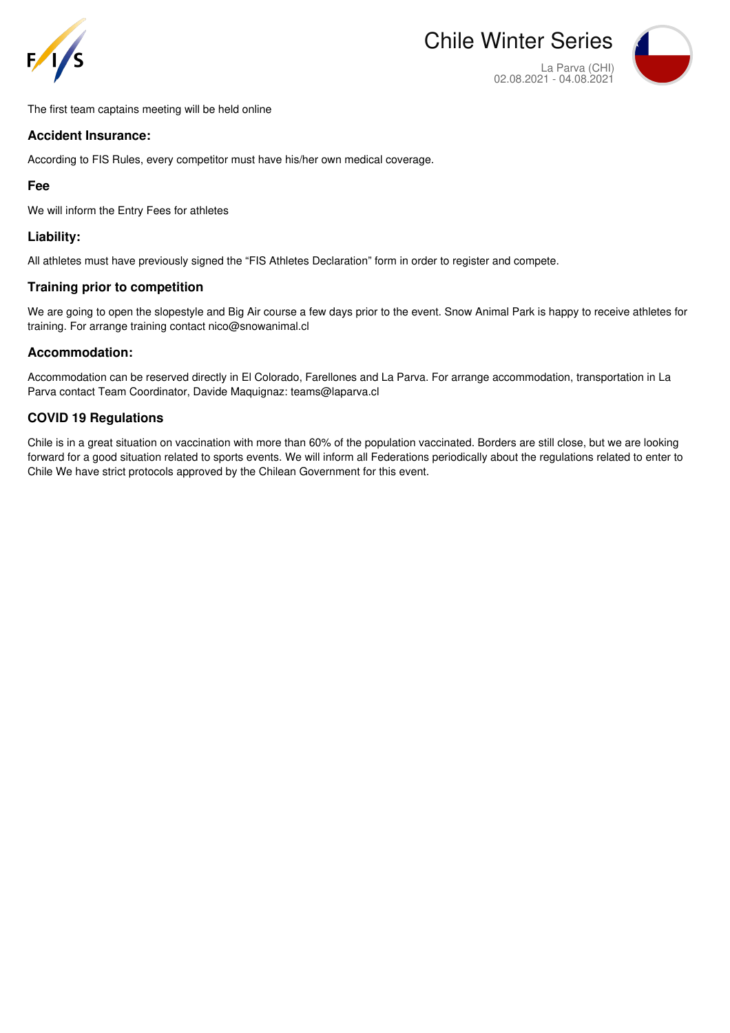The first team captains meeting will be held online

### Accident Insurance:

According to FIS Rules, every competitor must have his/her own medical coverage.

### Fee

We will inform the Entry Fees for athletes

### Liability:

All athletes must have previously signed the “FIS Athletes Declaration” form in order to register and compete.

### Training prior to competition

We are going to open the slopestyle and Big Air course a few days prior to the event. Snow Animal Park is happy to receive athletes for training. For arrange training contact nico@snowanimal.cl

### Accommodation:

Accommodation can be reserved directly in El Colorado, Farellones and La Parva. For arrange accommodation, transportation in La Parva contact Team Coordinator, Davide Maquignaz: teams@laparva.cl

### COVID 19 Regulations

Chile is in a great situation on vaccination with more than 60% of the population vaccinated. Borders are still close, but we are looking forward for a good situation related to sports events. We will inform all Federations periodically about the regulations related to enter to Chile We have strict protocols approved by the Chilean Government for this event.